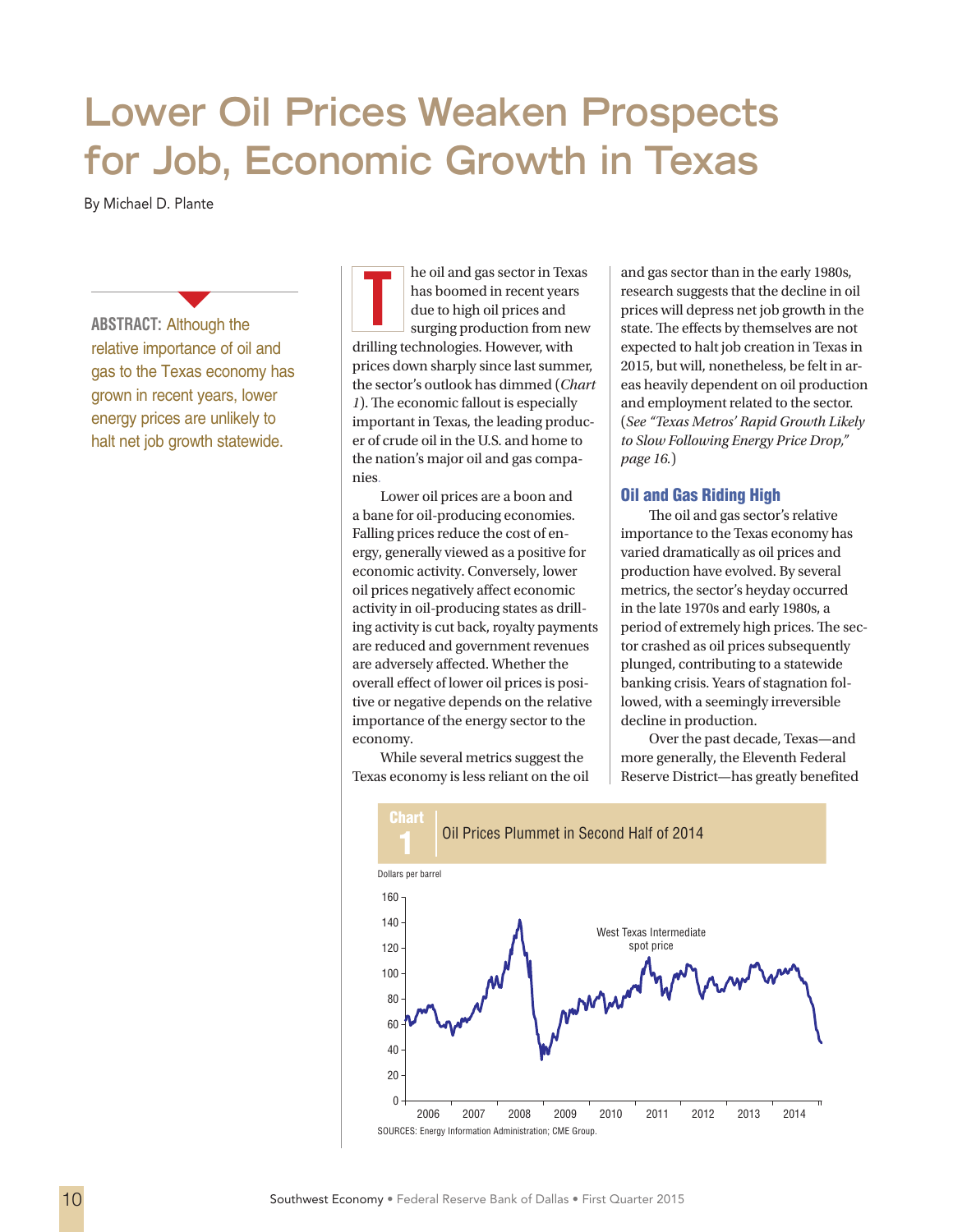# Lower Oil Prices Weaken Prospects for Job, Economic Growth in Texas

By Michael D. Plante

**ABSTRACT:** Although the relative importance of oil and gas to the Texas economy has grown in recent years, lower energy prices are unlikely to halt net job growth statewide.

The oil and gas sector in Texas has boomed in recent years due to high oil prices and surging production from new drilling technologies. However, with prices down sharply since last summer, the sector's outlook has dimmed (*Chart 1*). The economic fallout is especially important in Texas, the leading producer of crude oil in the U.S. and home to the nation's major oil and gas companies.

Lower oil prices are a boon and a bane for oil-producing economies. Falling prices reduce the cost of energy, generally viewed as a positive for economic activity. Conversely, lower oil prices negatively affect economic activity in oil-producing states as drilling activity is cut back, royalty payments are reduced and government revenues are adversely affected. Whether the overall effect of lower oil prices is positive or negative depends on the relative importance of the energy sector to the economy.

While several metrics suggest the Texas economy is less reliant on the oil and gas sector than in the early 1980s, research suggests that the decline in oil prices will depress net job growth in the state. The effects by themselves are not expected to halt job creation in Texas in 2015, but will, nonetheless, be felt in areas heavily dependent on oil production and employment related to the sector. (*See "Texas Metros' Rapid Growth Likely to Slow Following Energy Price Drop," page 16.*)

## Oil and Gas Riding High

The oil and gas sector's relative importance to the Texas economy has varied dramatically as oil prices and production have evolved. By several metrics, the sector's heyday occurred in the late 1970s and early 1980s, a period of extremely high prices. The sector crashed as oil prices subsequently plunged, contributing to a statewide banking crisis. Years of stagnation followed, with a seemingly irreversible decline in production.

Over the past decade, Texas—and more generally, the Eleventh Federal Reserve District—has greatly benefited

**Chart 1** Oil Prices Plummet in Second Half of 2014

Dollars per barrel

160
140
120
100
80
60
40
20
0

West Texas Intermediate spot price

2006 2007 2008 2009 2010 2011 2012 2013 2014

SOURCES: Energy Information Administration; CME Group.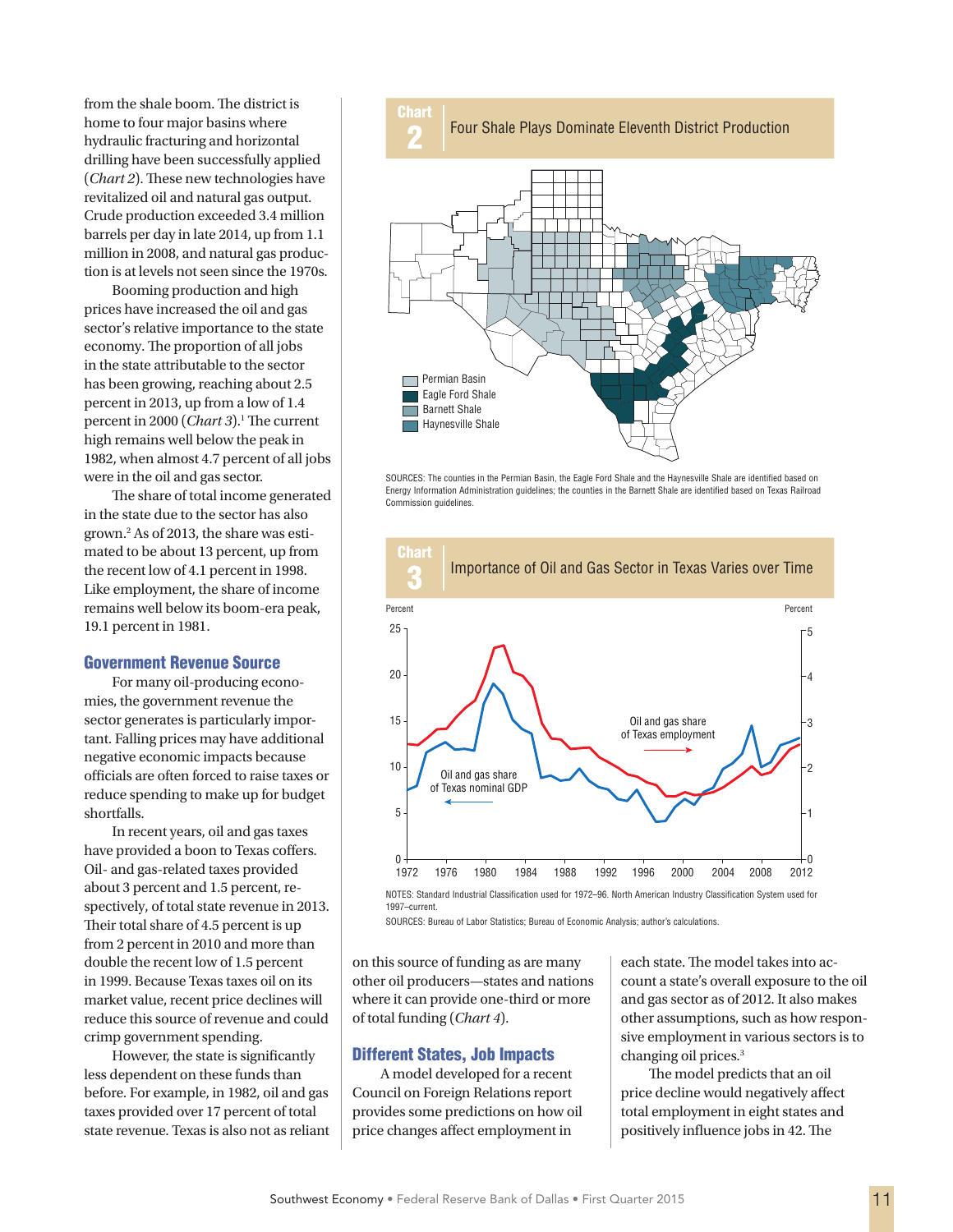from the shale boom. The district is home to four major basins where hydraulic fracturing and horizontal drilling have been successfully applied (*Chart 2*). These new technologies have revitalized oil and natural gas output. Crude production exceeded 3.4 million barrels per day in late 2014, up from 1.1 million in 2008, and natural gas production is at levels not seen since the 1970s.

Booming production and high prices have increased the oil and gas sector's relative importance to the state economy. The proportion of all jobs in the state attributable to the sector has been growing, reaching about 2.5 percent in 2013, up from a low of 1.4 percent in 2000 (*Chart 3*).[1] The current high remains well below the peak in 1982, when almost 4.7 percent of all jobs were in the oil and gas sector.

The share of total income generated in the state due to the sector has also grown.[2] As of 2013, the share was estimated to be about 13 percent, up from the recent low of 4.1 percent in 1998. Like employment, the share of income remains well below its boom-era peak, 19.1 percent in 1981.

## Government Revenue Source

For many oil-producing economies, the government revenue the sector generates is particularly important. Falling prices may have additional negative economic impacts because officials are often forced to raise taxes or reduce spending to make up for budget shortfalls.

In recent years, oil and gas taxes have provided a boon to Texas coffers. Oil- and gas-related taxes provided about 3 percent and 1.5 percent, respectively, of total state revenue in 2013. Their total share of 4.5 percent is up from 2 percent in 2010 and more than double the recent low of 1.5 percent in 1999. Because Texas taxes oil on its market value, recent price declines will reduce this source of revenue and could crimp government spending.

However, the state is significantly less dependent on these funds than before. For example, in 1982, oil and gas taxes provided over 17 percent of total state revenue. Texas is also not as reliant on this source of funding as are many other oil producers—states and nations where it can provide one-third or more of total funding (*Chart 4*).

**Chart 2** Four Shale Plays Dominate Eleventh District Production

Permian Basin
Eagle Ford Shale
Barnett Shale
Haynesville Shale

SOURCES: The counties in the Permian Basin, the Eagle Ford Shale and the Haynesville Shale are identified based on Energy Information Administration guidelines; the counties in the Barnett Shale are identified based on Texas Railroad Commission guidelines.

**Chart 3** Importance of Oil and Gas Sector in Texas Varies over Time

Percent
Percent
25
20
15
10
5
0
5
4
3
2
1
0
1972 1976 1980 1984 1988 1992 1996 2000 2004 2008 2012
Oil and gas share of Texas employment
Oil and gas share of Texas nominal GDP

NOTES: Standard Industrial Classification used for 1972–96. North American Industry Classification System used for 1997–current.

SOURCES: Bureau of Labor Statistics; Bureau of Economic Analysis; author's calculations.

## Different States, Job Impacts

A model developed for a recent Council on Foreign Relations report provides some predictions on how oil price changes affect employment in each state. The model takes into account a state's overall exposure to the oil and gas sector as of 2012. It also makes other assumptions, such as how responsive employment in various sectors is to changing oil prices.[3]

The model predicts that an oil price decline would negatively affect total employment in eight states and positively influence jobs in 42. The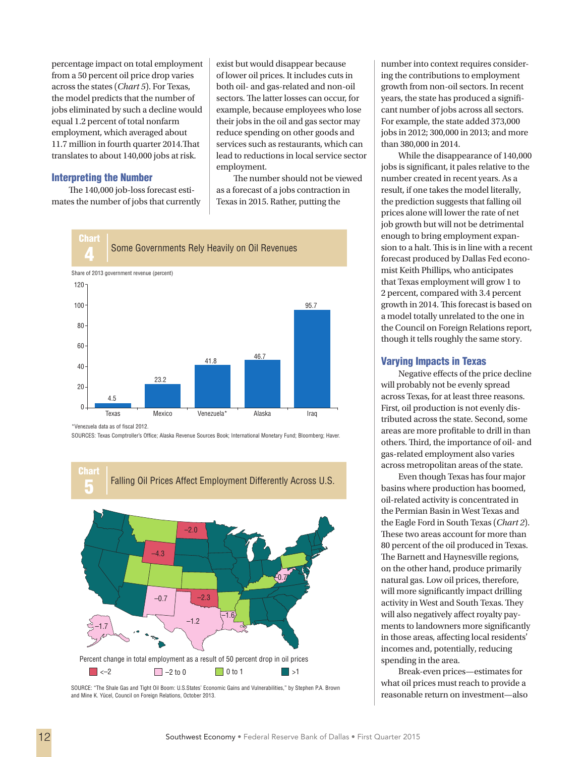percentage impact on total employment from a 50 percent oil price drop varies across the states (*Chart 5*). For Texas, the model predicts that the number of jobs eliminated by such a decline would equal 1.2 percent of total nonfarm employment, which averaged about 11.7 million in fourth quarter 2014. That translates to about 140,000 jobs at risk.

### Interpreting the Number

The 140,000 job-loss forecast estimates the number of jobs that currently exist but would disappear because of lower oil prices. It includes cuts in both oil- and gas-related and non-oil sectors. The latter losses can occur, for example, because employees who lose their jobs in the oil and gas sector may reduce spending on other goods and services such as restaurants, which can lead to reductions in local service sector employment.

The number should not be viewed as a forecast of a jobs contraction in Texas in 2015. Rather, putting the number into context requires considering the contributions to employment growth from non-oil sectors. In recent years, the state has produced a significant number of jobs across all sectors. For example, the state added 373,000 jobs in 2012; 300,000 in 2013; and more than 380,000 in 2014.

While the disappearance of 140,000 jobs is significant, it pales relative to the number created in recent years. As a result, if one takes the model literally, the prediction suggests that falling oil prices alone will lower the rate of net job growth but will not be detrimental enough to bring employment expansion to a halt. This is in line with a recent forecast produced by Dallas Fed economist Keith Phillips, who anticipates that Texas employment will grow 1 to 2 percent, compared with 3.4 percent growth in 2014. This forecast is based on a model totally unrelated to the one in the Council on Foreign Relations report, though it tells roughly the same story.

### Varying Impacts in Texas

Negative effects of the price decline will probably not be evenly spread across Texas, for at least three reasons. First, oil production is not evenly distributed across the state. Second, some areas are more profitable to drill in than others. Third, the importance of oil- and gas-related employment also varies across metropolitan areas of the state.

Even though Texas has four major basins where production has boomed, oil-related activity is concentrated in the Permian Basin in West Texas and the Eagle Ford in South Texas (*Chart 2*). These two areas account for more than 80 percent of the oil produced in Texas. The Barnett and Haynesville regions, on the other hand, produce primarily natural gas. Low oil prices, therefore, will more significantly impact drilling activity in West and South Texas. They will also negatively affect royalty payments to landowners more significantly in those areas, affecting local residents' incomes and, potentially, reducing spending in the area.

Break-even prices—estimates for what oil prices must reach to provide a reasonable return on investment—also

**Chart 4** Some Governments Rely Heavily on Oil Revenues

Share of 2013 government revenue (percent)

120
100
80
60
40
20
0

4.5 Texas
23.2 Mexico
41.8 Venezuela*
46.7 Alaska
95.7 Iraq

*Venezuela data as of fiscal 2012.

SOURCES: Texas Comptroller's Office; Alaska Revenue Sources Book; International Monetary Fund; Bloomberg; Haver.

**Chart 5** Falling Oil Prices Affect Employment Differently Across U.S.

–2.0
–4.3
–0.7
–0.7
–2.3
–1.6
–1.2
–1.7

Percent change in total employment as a result of 50 percent drop in oil prices

<–2
–2 to 0
0 to 1
>1

SOURCE: "The Shale Gas and Tight Oil Boom: U.S.States' Economic Gains and Vulnerabilities," by Stephen P.A. Brown and Mine K. Yücel, Council on Foreign Relations, October 2013.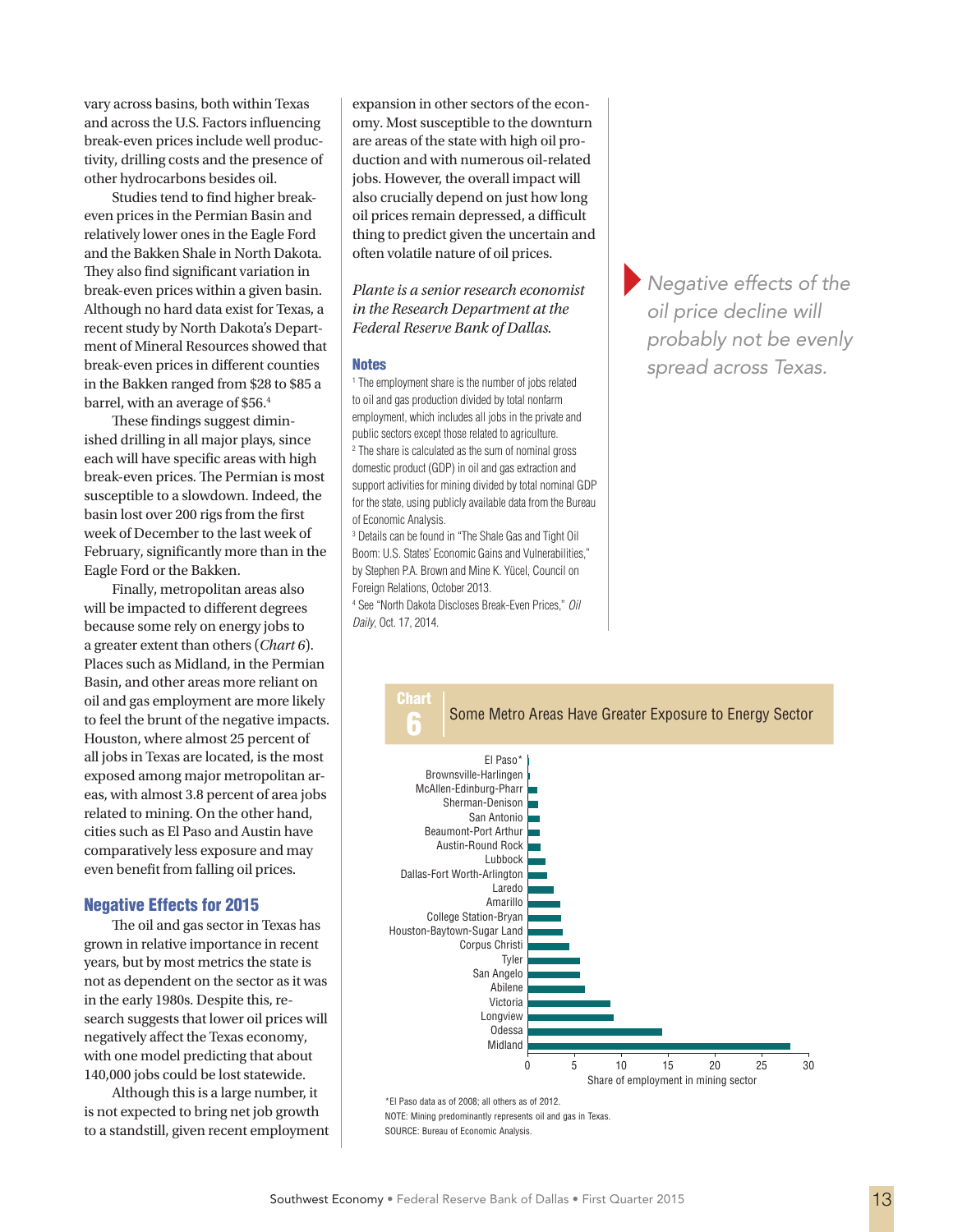vary across basins, both within Texas and across the U.S. Factors influencing break-even prices include well productivity, drilling costs and the presence of other hydrocarbons besides oil.

Studies tend to find higher break-even prices in the Permian Basin and relatively lower ones in the Eagle Ford and the Bakken Shale in North Dakota. They also find significant variation in break-even prices within a given basin. Although no hard data exist for Texas, a recent study by North Dakota's Department of Mineral Resources showed that break-even prices in different counties in the Bakken ranged from $28 to $85 a barrel, with an average of $56.[4]

These findings suggest diminished drilling in all major plays, since each will have specific areas with high break-even prices. The Permian is most susceptible to a slowdown. Indeed, the basin lost over 200 rigs from the first week of December to the last week of February, significantly more than in the Eagle Ford or the Bakken.

Finally, metropolitan areas also will be impacted to different degrees because some rely on energy jobs to a greater extent than others (*Chart 6*). Places such as Midland, in the Permian Basin, and other areas more reliant on oil and gas employment are more likely to feel the brunt of the negative impacts. Houston, where almost 25 percent of all jobs in Texas are located, is the most exposed among major metropolitan areas, with almost 3.8 percent of area jobs related to mining. On the other hand, cities such as El Paso and Austin have comparatively less exposure and may even benefit from falling oil prices.

## Negative Effects for 2015

The oil and gas sector in Texas has grown in relative importance in recent years, but by most metrics the state is not as dependent on the sector as it was in the early 1980s. Despite this, research suggests that lower oil prices will negatively affect the Texas economy, with one model predicting that about 140,000 jobs could be lost statewide.

Although this is a large number, it is not expected to bring net job growth to a standstill, given recent employment expansion in other sectors of the economy. Most susceptible to the downturn are areas of the state with high oil production and with numerous oil-related jobs. However, the overall impact will also crucially depend on just how long oil prices remain depressed, a difficult thing to predict given the uncertain and often volatile nature of oil prices.

*Plante is a senior research economist in the Research Department at the Federal Reserve Bank of Dallas.*

> *Negative effects of the oil price decline will probably not be evenly spread across Texas.*

### Notes

[1] The employment share is the number of jobs related to oil and gas production divided by total nonfarm employment, which includes all jobs in the private and public sectors except those related to agriculture.

[2] The share is calculated as the sum of nominal gross domestic product (GDP) in oil and gas extraction and support activities for mining divided by total nominal GDP for the state, using publicly available data from the Bureau of Economic Analysis.

[3] Details can be found in "The Shale Gas and Tight Oil Boom: U.S. States' Economic Gains and Vulnerabilities," by Stephen P.A. Brown and Mine K. Yücel, Council on Foreign Relations, October 2013.

[4] See "North Dakota Discloses Break-Even Prices," *Oil Daily*, Oct. 17, 2014.

**Chart 6** Some Metro Areas Have Greater Exposure to Energy Sector

El Paso*
Brownsville-Harlingen
McAllen-Edinburg-Pharr
Sherman-Denison
San Antonio
Beaumont-Port Arthur
Austin-Round Rock
Lubbock
Dallas-Fort Worth-Arlington
Laredo
Amarillo
College Station-Bryan
Houston-Baytown-Sugar Land
Corpus Christi
Tyler
San Angelo
Abilene
Victoria
Longview
Odessa
Midland

0 5 10 15 20 25 30
Share of employment in mining sector

*El Paso data as of 2008; all others as of 2012.
NOTE: Mining predominantly represents oil and gas in Texas.
SOURCE: Bureau of Economic Analysis.